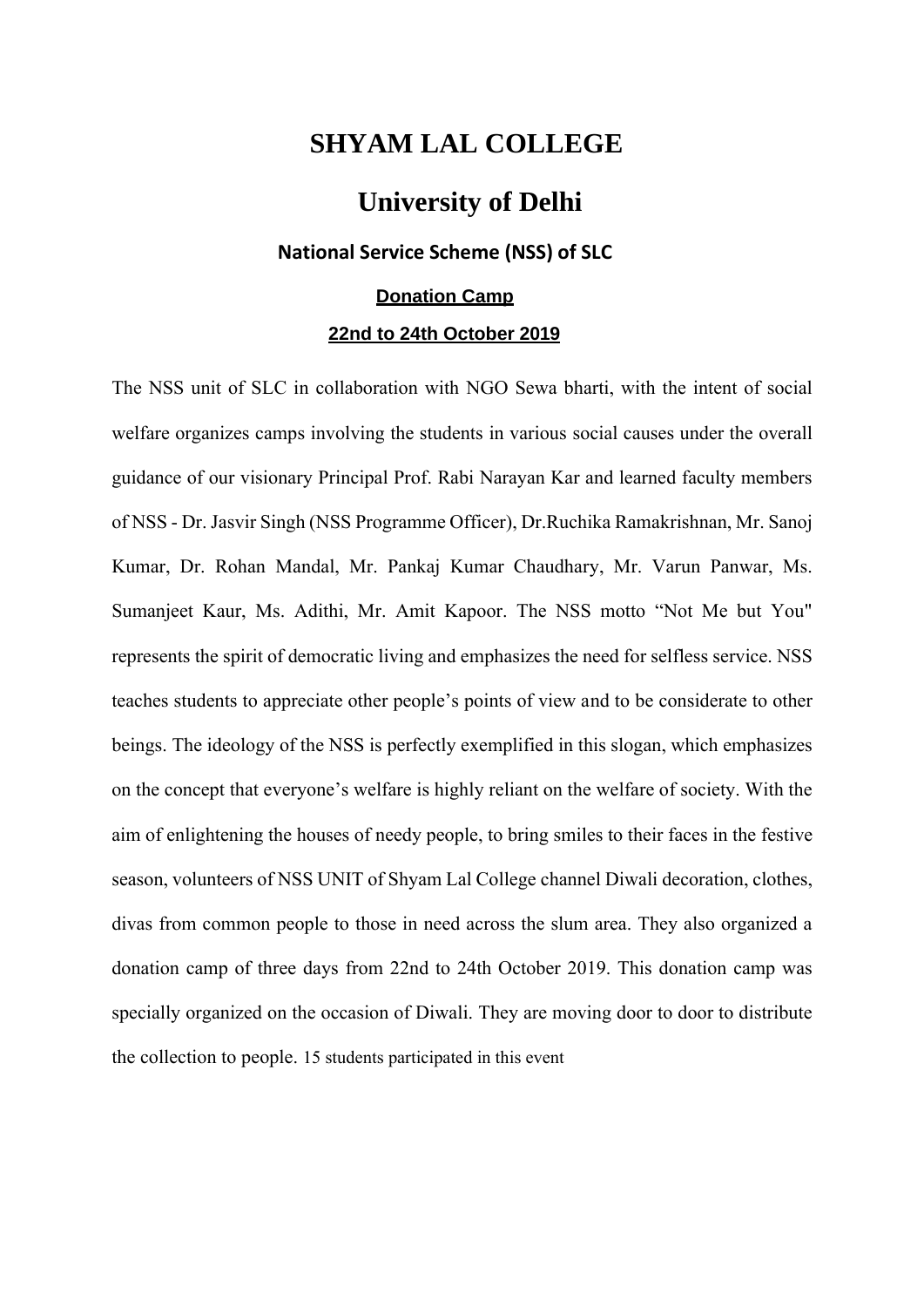# SHYAM LAL COLLEGE

# University of Delhi

### National Service Scheme (NSS) of SLC

**Donation Camp**

**22nd to 24th October 2019**

The NSS unit of SLC in collaboration with NGO Sewa bharti, with the intent of social welfare organizes camps involving the students in various social causes under the overall guidance of our visionary Principal Prof. Rabi Narayan Kar and learned faculty members of NSS - Dr. Jasvir Singh (NSS Programme Officer), Dr.Ruchika Ramakrishnan, Mr. Sanoj Kumar, Dr. Rohan Mandal, Mr. Pankaj Kumar Chaudhary, Mr. Varun Panwar, Ms. Sumanjeet Kaur, Ms. Adithi, Mr. Amit Kapoor. The NSS motto "Not Me but You" represents the spirit of democratic living and emphasizes the need for selfless service. NSS teaches students to appreciate other people's points of view and to be considerate to other beings. The ideology of the NSS is perfectly exemplified in this slogan, which emphasizes on the concept that everyone's welfare is highly reliant on the welfare of society. With the aim of enlightening the houses of needy people, to bring smiles to their faces in the festive season, volunteers of NSS UNIT of Shyam Lal College channel Diwali decoration, clothes, divas from common people to those in need across the slum area. They also organized a donation camp of three days from 22nd to 24th October 2019. This donation camp was specially organized on the occasion of Diwali. They are moving door to door to distribute the collection to people. 15 students participated in this event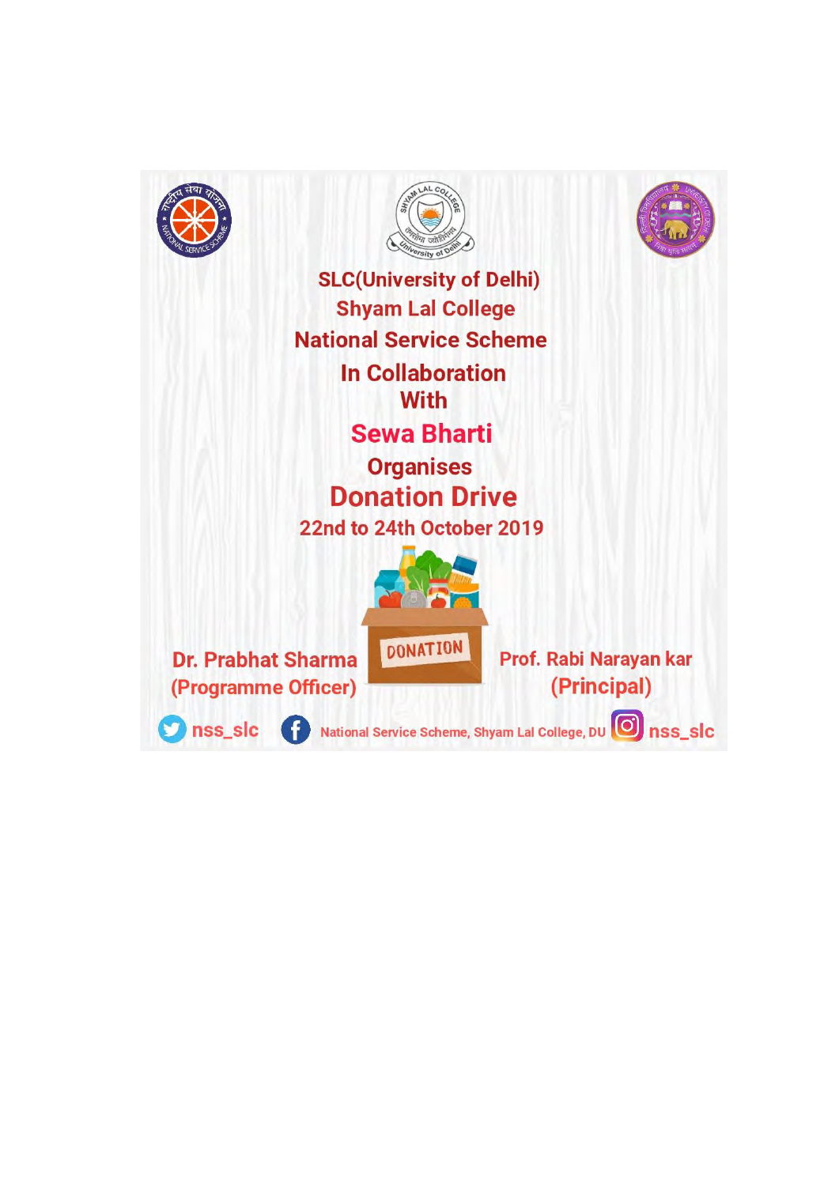SLC(University of Delhi)

Shyam Lal College

National Service Scheme

In Collaboration

With

**Sewa Bharti**

Organises

# Donation Drive

22nd to 24th October 2019

DONATION

Dr. Prabhat Sharma
(Programme Officer)

Prof. Rabi Narayan kar
(Principal)

nss_slc National Service Scheme, Shyam Lal College, DU nss_slc